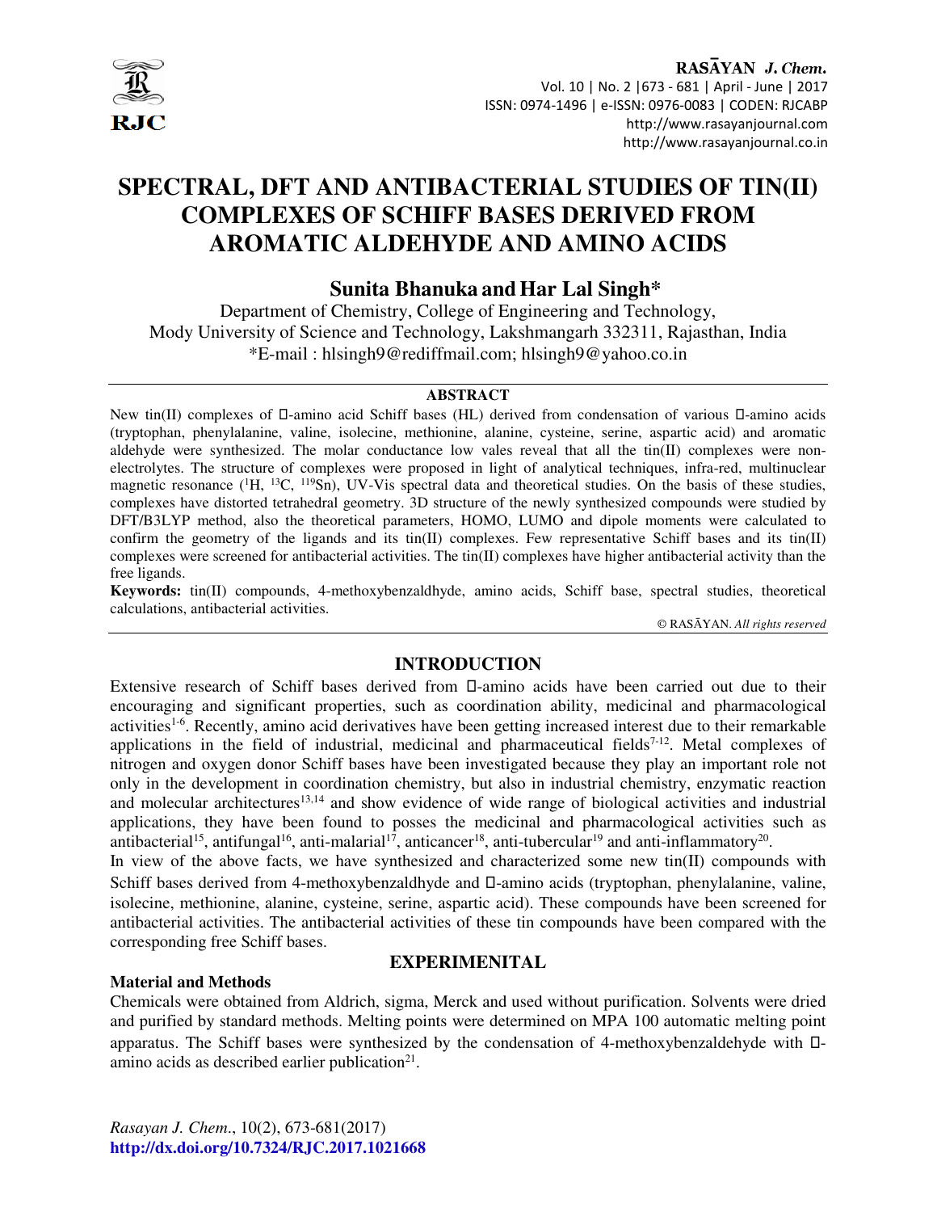# SPECTRAL, DFT AND ANTIBACTERIAL STUDIES OF TIN(II) COMPLEXES OF SCHIFF BASES DERIVED FROM AROMATIC ALDEHYDE AND AMINO ACIDS

**Sunita Bhanuka and Har Lal Singh***

Department of Chemistry, College of Engineering and Technology,
Mody University of Science and Technology, Lakshmangarh 332311, Rajasthan, India
*E-mail : hlsingh9@rediffmail.com; hlsingh9@yahoo.co.in

## ABSTRACT

New tin(II) complexes of α-amino acid Schiff bases (HL) derived from condensation of various α-amino acids (tryptophan, phenylalanine, valine, isolecine, methionine, alanine, cysteine, serine, aspartic acid) and aromatic aldehyde were synthesized. The molar conductance low vales reveal that all the tin(II) complexes were non-electrolytes. The structure of complexes were proposed in light of analytical techniques, infra-red, multinuclear magnetic resonance ($^{1}H$, $^{13}C$, $^{119}Sn$), UV-Vis spectral data and theoretical studies. On the basis of these studies, complexes have distorted tetrahedral geometry. 3D structure of the newly synthesized compounds were studied by DFT/B3LYP method, also the theoretical parameters, HOMO, LUMO and dipole moments were calculated to confirm the geometry of the ligands and its tin(II) complexes. Few representative Schiff bases and its tin(II) complexes were screened for antibacterial activities. The tin(II) complexes have higher antibacterial activity than the free ligands.

**Keywords:** tin(II) compounds, 4-methoxybenzaldhyde, amino acids, Schiff base, spectral studies, theoretical calculations, antibacterial activities.

© RASĀYAN. *All rights reserved*

## INTRODUCTION

Extensive research of Schiff bases derived from α-amino acids have been carried out due to their encouraging and significant properties, such as coordination ability, medicinal and pharmacological activities[1-6]. Recently, amino acid derivatives have been getting increased interest due to their remarkable applications in the field of industrial, medicinal and pharmaceutical fields[7-12]. Metal complexes of nitrogen and oxygen donor Schiff bases have been investigated because they play an important role not only in the development in coordination chemistry, but also in industrial chemistry, enzymatic reaction and molecular architectures[13,14] and show evidence of wide range of biological activities and industrial applications, they have been found to posses the medicinal and pharmacological activities such as antibacterial[15], antifungal[16], anti-malarial[17], anticancer[18], anti-tubercular[19] and anti-inflammatory[20].

In view of the above facts, we have synthesized and characterized some new tin(II) compounds with Schiff bases derived from 4-methoxybenzaldhyde and α-amino acids (tryptophan, phenylalanine, valine, isolecine, methionine, alanine, cysteine, serine, aspartic acid). These compounds have been screened for antibacterial activities. The antibacterial activities of these tin compounds have been compared with the corresponding free Schiff bases.

## EXPERIMENITAL

### Material and Methods

Chemicals were obtained from Aldrich, sigma, Merck and used without purification. Solvents were dried and purified by standard methods. Melting points were determined on MPA 100 automatic melting point apparatus. The Schiff bases were synthesized by the condensation of 4-methoxybenzaldehyde with α-amino acids as described earlier publication[21].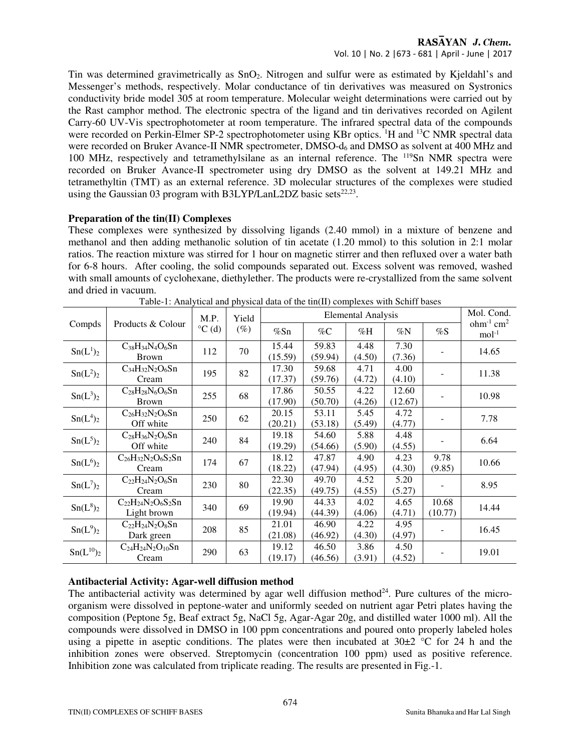Tin was determined gravimetrically as $SnO_2$. Nitrogen and sulfur were as estimated by Kjeldahl's and Messenger's methods, respectively. Molar conductance of tin derivatives was measured on Systronics conductivity bride model 305 at room temperature. Molecular weight determinations were carried out by the Rast camphor method. The electronic spectra of the ligand and tin derivatives recorded on Agilent Carry-60 UV-Vis spectrophotometer at room temperature. The infrared spectral data of the compounds were recorded on Perkin-Elmer SP-2 spectrophotometer using KBr optics. $^1H$ and $^{13}C$ NMR spectral data were recorded on Bruker Avance-II NMR spectrometer, DMSO-$d_6$ and DMSO as solvent at 400 MHz and 100 MHz, respectively and tetramethylsilane as an internal reference. The $^{119}Sn$ NMR spectra were recorded on Bruker Avance-II spectrometer using dry DMSO as the solvent at 149.21 MHz and tetramethyltin (TMT) as an external reference. 3D molecular structures of the complexes were studied using the Gaussian 03 program with B3LYP/LanL2DZ basic sets[22,23].

**Preparation of the tin(II) Complexes**

These complexes were synthesized by dissolving ligands (2.40 mmol) in a mixture of benzene and methanol and then adding methanolic solution of tin acetate (1.20 mmol) to this solution in 2:1 molar ratios. The reaction mixture was stirred for 1 hour on magnetic stirrer and then refluxed over a water bath for 6-8 hours. After cooling, the solid compounds separated out. Excess solvent was removed, washed with small amounts of cyclohexane, diethylether. The products were re-crystallized from the same solvent and dried in vacuum.

Table-1: Analytical and physical data of the tin(II) complexes with Schiff bases

| Compds | Products & Colour | M.P. °C (d) | Yield (%) | Elemental Analysis | | | | | Mol. Cond. ohm$^{-1}$ cm$^2$ mol$^{-1}$ |
|---|---|---|---|---|---|---|---|---|---|
| | | | | %Sn | %C | %H | %N | %S | |
| $Sn(L^1)_2$ | $C_{38}H_{34}N_4O_6Sn$ Brown | 112 | 70 | 15.44 (15.59) | 59.83 (59.94) | 4.48 (4.50) | 7.30 (7.36) | - | 14.65 |
| $Sn(L^2)_2$ | $C_{34}H_{32}N_2O_6Sn$ Cream | 195 | 82 | 17.30 (17.37) | 59.68 (59.76) | 4.71 (4.72) | 4.00 (4.10) | - | 11.38 |
| $Sn(L^3)_2$ | $C_{28}H_{28}N_6O_6Sn$ Brown | 255 | 68 | 17.86 (17.90) | 50.55 (50.70) | 4.22 (4.26) | 12.60 (12.67) | - | 10.98 |
| $Sn(L^4)_2$ | $C_{26}H_{32}N_2O_6Sn$ Off white | 250 | 62 | 20.15 (20.21) | 53.11 (53.18) | 5.45 (5.49) | 4.72 (4.77) | - | 7.78 |
| $Sn(L^5)_2$ | $C_{28}H_{36}N_2O_6Sn$ Off white | 240 | 84 | 19.18 (19.29) | 54.60 (54.66) | 5.88 (5.90) | 4.48 (4.55) | - | 6.64 |
| $Sn(L^6)_2$ | $C_{26}H_{32}N_2O_6S_2Sn$ Cream | 174 | 67 | 18.12 (18.22) | 47.87 (47.94) | 4.90 (4.95) | 4.23 (4.30) | 9.78 (9.85) | 10.66 |
| $Sn(L^7)_2$ | $C_{22}H_{24}N_2O_6Sn$ Cream | 230 | 80 | 22.30 (22.35) | 49.70 (49.75) | 4.52 (4.55) | 5.20 (5.27) | - | 8.95 |
| $Sn(L^8)_2$ | $C_{22}H_{24}N_2O_6S_2Sn$ Light brown | 340 | 69 | 19.90 (19.94) | 44.33 (44.39) | 4.02 (4.06) | 4.65 (4.71) | 10.68 (10.77) | 14.44 |
| $Sn(L^9)_2$ | $C_{22}H_{24}N_2O_8Sn$ Dark green | 208 | 85 | 21.01 (21.08) | 46.90 (46.92) | 4.22 (4.30) | 4.95 (4.97) | - | 16.45 |
| $Sn(L^{10})_2$ | $C_{24}H_{24}N_2O_{10}Sn$ Cream | 290 | 63 | 19.12 (19.17) | 46.50 (46.56) | 3.86 (3.91) | 4.50 (4.52) | - | 19.01 |

**Antibacterial Activity: Agar-well diffusion method**

The antibacterial activity was determined by agar well diffusion method[24]. Pure cultures of the micro-organism were dissolved in peptone-water and uniformly seeded on nutrient agar Petri plates having the composition (Peptone 5g, Beaf extract 5g, NaCl 5g, Agar-Agar 20g, and distilled water 1000 ml). All the compounds were dissolved in DMSO in 100 ppm concentrations and poured onto properly labeled holes using a pipette in aseptic conditions. The plates were then incubated at 30±2 °C for 24 h and the inhibition zones were observed. Streptomycin (concentration 100 ppm) used as positive reference. Inhibition zone was calculated from triplicate reading. The results are presented in Fig.-1.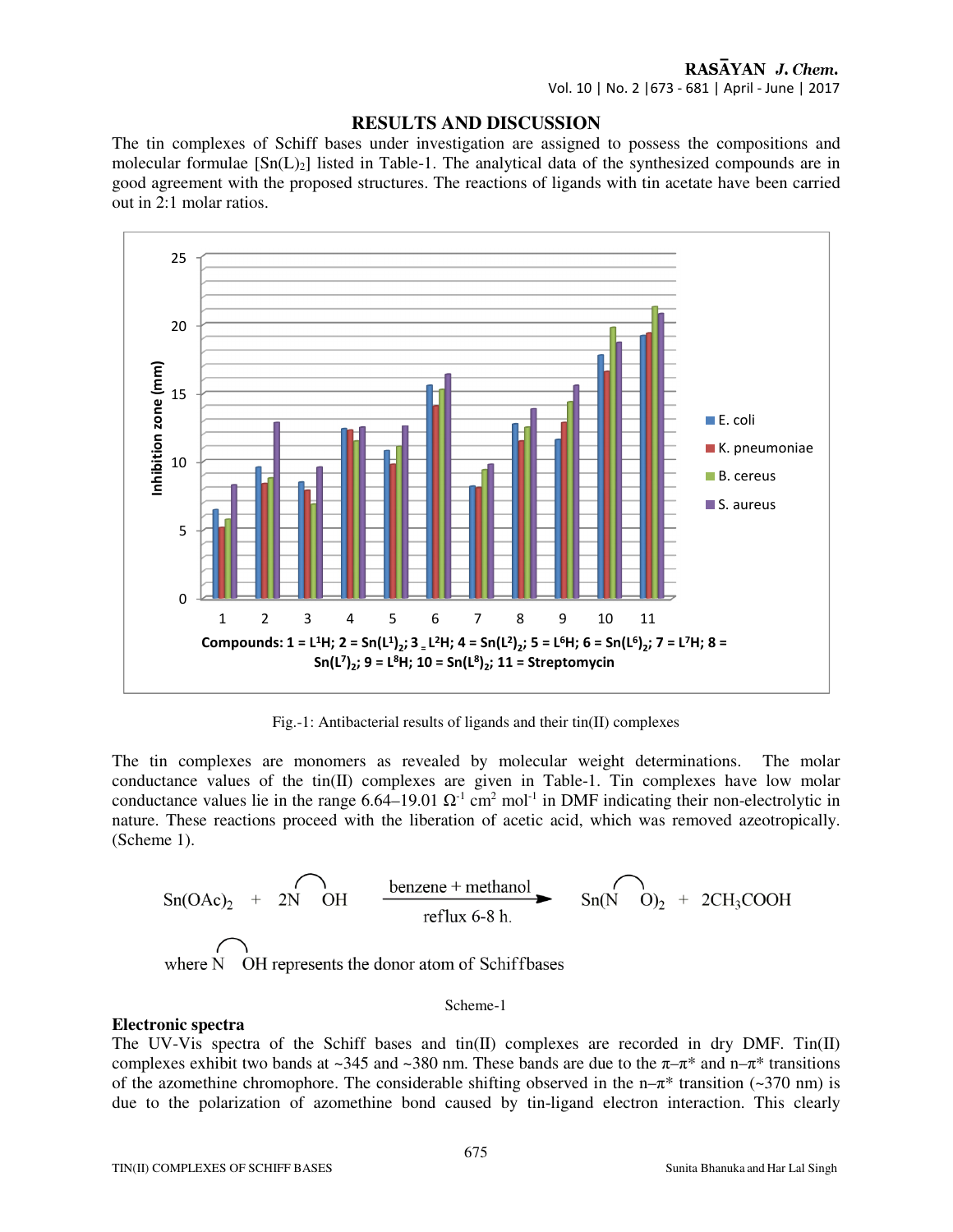## RESULTS AND DISCUSSION

The tin complexes of Schiff bases under investigation are assigned to possess the compositions and molecular formulae $[Sn(L)_2]$ listed in Table-1. The analytical data of the synthesized compounds are in good agreement with the proposed structures. The reactions of ligands with tin acetate have been carried out in 2:1 molar ratios.

Compounds: 1 = $L^1H$; 2 = $Sn(L^1)_2$; 3 = $L^2H$; 4 = $Sn(L^2)_2$; 5 = $L^6H$; 6 = $Sn(L^6)_2$; 7 = $L^7H$; 8 = $Sn(L^7)_2$; 9 = $L^8H$; 10 = $Sn(L^8)_2$; 11 = Streptomycin

Fig.-1: Antibacterial results of ligands and their tin(II) complexes

The tin complexes are monomers as revealed by molecular weight determinations. The molar conductance values of the tin(II) complexes are given in Table-1. Tin complexes have low molar conductance values lie in the range 6.64–19.01 $\Omega^{-1}$ $cm^2$ $mol^{-1}$ in DMF indicating their non-electrolytic in nature. These reactions proceed with the liberation of acetic acid, which was removed azeotropically. (Scheme 1).

$$Sn(OAc)_2 + 2\,\overset{\frown}{N\;\;OH} \xrightarrow[\text{reflux 6-8 h.}]{\text{benzene + methanol}} Sn(\overset{\frown}{N\;\;O})_2 + 2CH_3COOH$$

where $\overset{\frown}{N\;\;OH}$ represents the donor atom of Schiffbases

Scheme-1

**Electronic spectra**

The UV-Vis spectra of the Schiff bases and tin(II) complexes are recorded in dry DMF. Tin(II) complexes exhibit two bands at ~345 and ~380 nm. These bands are due to the π–π* and n–π* transitions of the azomethine chromophore. The considerable shifting observed in the n–π* transition (~370 nm) is due to the polarization of azomethine bond caused by tin-ligand electron interaction. This clearly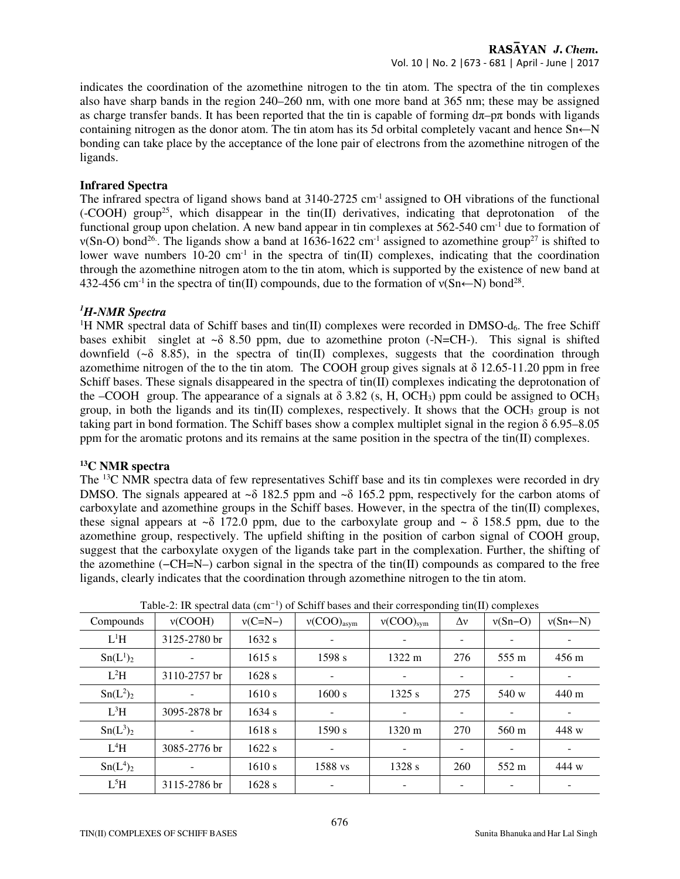indicates the coordination of the azomethine nitrogen to the tin atom. The spectra of the tin complexes also have sharp bands in the region 240–260 nm, with one more band at 365 nm; these may be assigned as charge transfer bands. It has been reported that the tin is capable of forming dπ–pπ bonds with ligands containing nitrogen as the donor atom. The tin atom has its 5d orbital completely vacant and hence Sn←N bonding can take place by the acceptance of the lone pair of electrons from the azomethine nitrogen of the ligands.

**Infrared Spectra**

The infrared spectra of ligand shows band at 3140-2725 $cm^{-1}$ assigned to OH vibrations of the functional (-COOH) group[25], which disappear in the tin(II) derivatives, indicating that deprotonation of the functional group upon chelation. A new band appear in tin complexes at 562-540 $cm^{-1}$ due to formation of ν(Sn-O) bond[26]. The ligands show a band at 1636-1622 $cm^{-1}$ assigned to azomethine group[27] is shifted to lower wave numbers 10-20 $cm^{-1}$ in the spectra of tin(II) complexes, indicating that the coordination through the azomethine nitrogen atom to the tin atom, which is supported by the existence of new band at 432-456 $cm^{-1}$ in the spectra of tin(II) compounds, due to the formation of ν(Sn←N) bond[28].

***$^1$H-NMR Spectra***

$^1$H NMR spectral data of Schiff bases and tin(II) complexes were recorded in DMSO-$d_6$. The free Schiff bases exhibit singlet at ~δ 8.50 ppm, due to azomethine proton (-N=CH-). This signal is shifted downfield (~δ 8.85), in the spectra of tin(II) complexes, suggests that the coordination through azomethime nitrogen of the to the tin atom. The COOH group gives signals at δ 12.65-11.20 ppm in free Schiff bases. These signals disappeared in the spectra of tin(II) complexes indicating the deprotonation of the –COOH group. The appearance of a signals at δ 3.82 (s, H, $OCH_3$) ppm could be assigned to $OCH_3$ group, in both the ligands and its tin(II) complexes, respectively. It shows that the $OCH_3$ group is not taking part in bond formation. The Schiff bases show a complex multiplet signal in the region δ 6.95–8.05 ppm for the aromatic protons and its remains at the same position in the spectra of the tin(II) complexes.

**$^{13}$C NMR spectra**

The $^{13}$C NMR spectra data of few representatives Schiff base and its tin complexes were recorded in dry DMSO. The signals appeared at ~δ 182.5 ppm and ~δ 165.2 ppm, respectively for the carbon atoms of carboxylate and azomethine groups in the Schiff bases. However, in the spectra of the tin(II) complexes, these signal appears at ~δ 172.0 ppm, due to the carboxylate group and ~ δ 158.5 ppm, due to the azomethine group, respectively. The upfield shifting in the position of carbon signal of COOH group, suggest that the carboxylate oxygen of the ligands take part in the complexation. Further, the shifting of the azomethine (−CH=N–) carbon signal in the spectra of the tin(II) compounds as compared to the free ligands, clearly indicates that the coordination through azomethine nitrogen to the tin atom.

Table-2: IR spectral data ($cm^{-1}$) of Schiff bases and their corresponding tin(II) complexes

| Compounds | ν(COOH) | ν(C=N−) | $ν(COO)_{asym}$ | $ν(COO)_{sym}$ | Δν | ν(Sn−O) | ν(Sn←N) |
|---|---|---|---|---|---|---|---|
| $L^1H$ | 3125-2780 br | 1632 s | - | - | - | - | - |
| $Sn(L^1)_2$ | - | 1615 s | 1598 s | 1322 m | 276 | 555 m | 456 m |
| $L^2H$ | 3110-2757 br | 1628 s | - | - | - | - | - |
| $Sn(L^2)_2$ | - | 1610 s | 1600 s | 1325 s | 275 | 540 w | 440 m |
| $L^3H$ | 3095-2878 br | 1634 s | - | - | - | - | - |
| $Sn(L^3)_2$ | - | 1618 s | 1590 s | 1320 m | 270 | 560 m | 448 w |
| $L^4H$ | 3085-2776 br | 1622 s | - | - | - | - | - |
| $Sn(L^4)_2$ | - | 1610 s | 1588 vs | 1328 s | 260 | 552 m | 444 w |
| $L^5H$ | 3115-2786 br | 1628 s | - | - | - | - | - |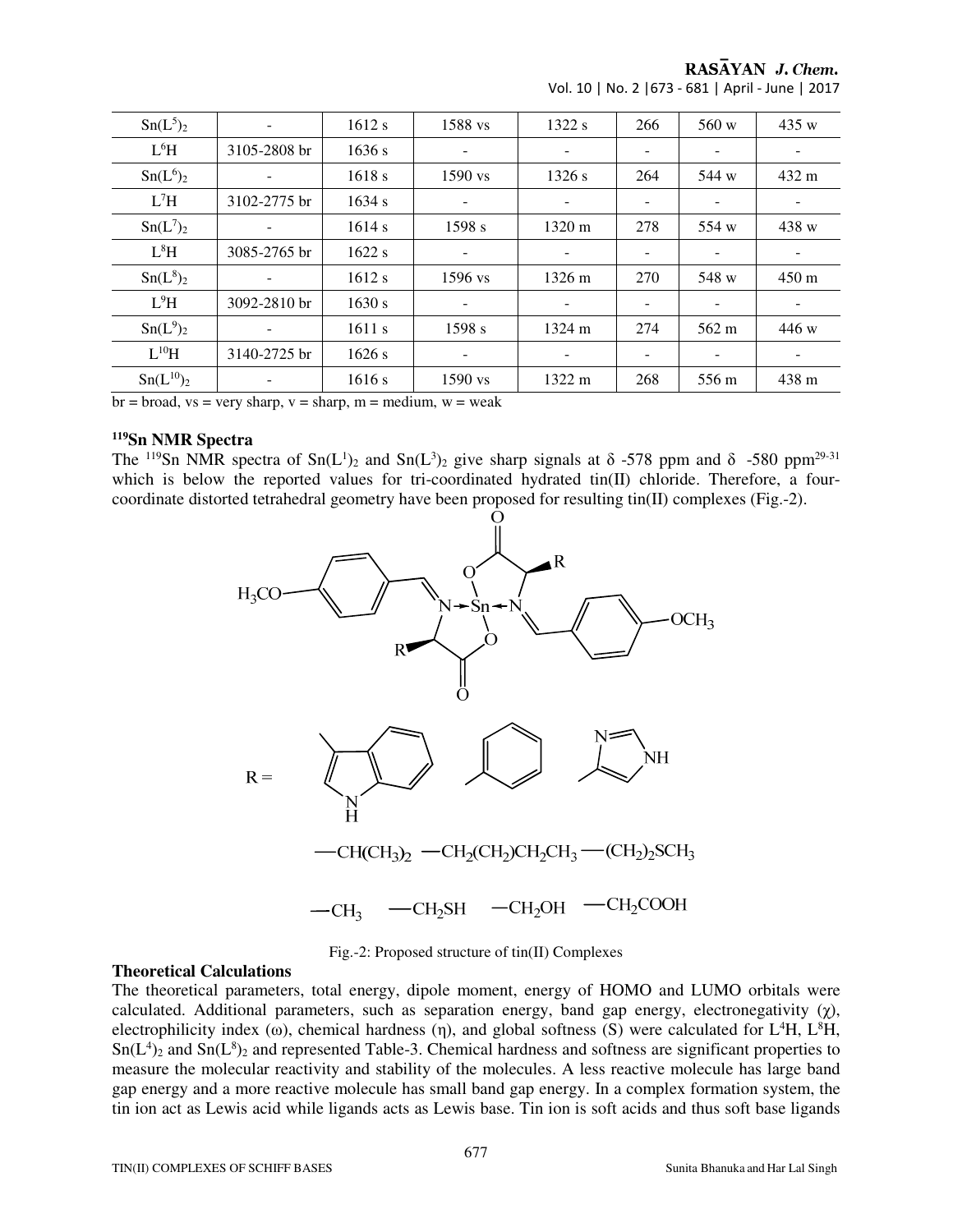| $Sn(L^5)_2$ | - | 1612 s | 1588 vs | 1322 s | 266 | 560 w | 435 w |
|---|---|---|---|---|---|---|---|
| $L^6H$ | 3105-2808 br | 1636 s | - | - | - | - | - |
| $Sn(L^6)_2$ | - | 1618 s | 1590 vs | 1326 s | 264 | 544 w | 432 m |
| $L^7H$ | 3102-2775 br | 1634 s | - | - | - | - | - |
| $Sn(L^7)_2$ | - | 1614 s | 1598 s | 1320 m | 278 | 554 w | 438 w |
| $L^8H$ | 3085-2765 br | 1622 s | - | - | - | - | - |
| $Sn(L^8)_2$ | - | 1612 s | 1596 vs | 1326 m | 270 | 548 w | 450 m |
| $L^9H$ | 3092-2810 br | 1630 s | - | - | - | - | - |
| $Sn(L^9)_2$ | - | 1611 s | 1598 s | 1324 m | 274 | 562 m | 446 w |
| $L^{10}H$ | 3140-2725 br | 1626 s | - | - | - | - | - |
| $Sn(L^{10})_2$ | - | 1616 s | 1590 vs | 1322 m | 268 | 556 m | 438 m |

br = broad, vs = very sharp, v = sharp, m = medium, w = weak

### $^{119}$Sn NMR Spectra

The $^{119}$Sn NMR spectra of $Sn(L^1)_2$ and $Sn(L^3)_2$ give sharp signals at δ -578 ppm and δ -580 ppm[29-31] which is below the reported values for tri-coordinated hydrated tin(II) chloride. Therefore, a four-coordinate distorted tetrahedral geometry have been proposed for resulting tin(II) complexes (Fig.-2).

R = indol-3-ylmethyl, phenyl, imidazolyl, —CH(CH$_3$)$_2$, —CH$_2$(CH$_2$)CH$_2$CH$_3$, —(CH$_2$)$_2$SCH$_3$, —CH$_3$, —CH$_2$SH, —CH$_2$OH, —CH$_2$COOH

Fig.-2: Proposed structure of tin(II) Complexes

### Theoretical Calculations

The theoretical parameters, total energy, dipole moment, energy of HOMO and LUMO orbitals were calculated. Additional parameters, such as separation energy, band gap energy, electronegativity (χ), electrophilicity index (ω), chemical hardness (η), and global softness (S) were calculated for $L^4H$, $L^8H$, $Sn(L^4)_2$ and $Sn(L^8)_2$ and represented Table-3. Chemical hardness and softness are significant properties to measure the molecular reactivity and stability of the molecules. A less reactive molecule has large band gap energy and a more reactive molecule has small band gap energy. In a complex formation system, the tin ion act as Lewis acid while ligands acts as Lewis base. Tin ion is soft acids and thus soft base ligands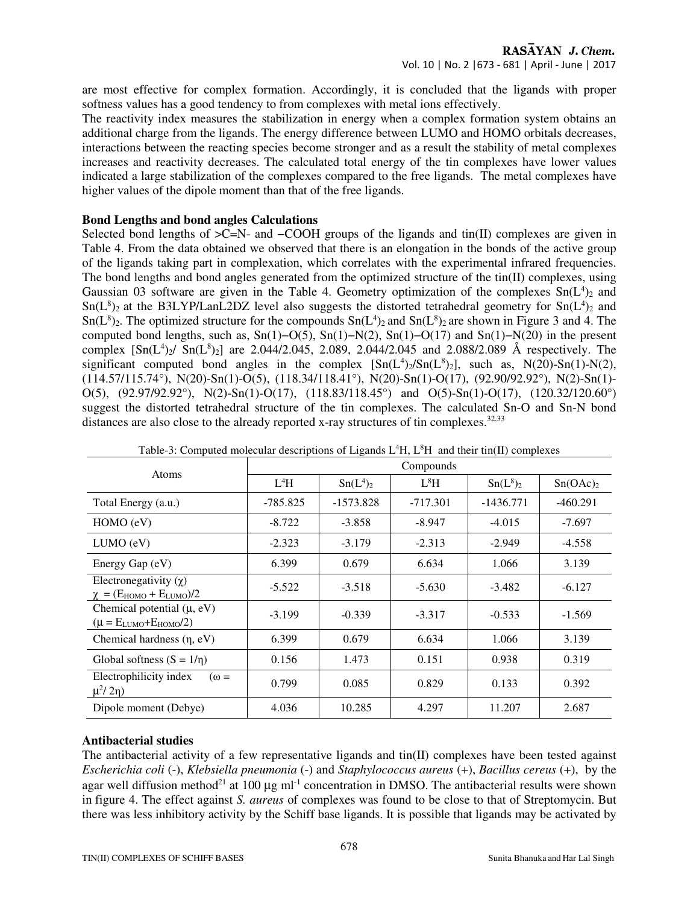are most effective for complex formation. Accordingly, it is concluded that the ligands with proper softness values has a good tendency to from complexes with metal ions effectively.

The reactivity index measures the stabilization in energy when a complex formation system obtains an additional charge from the ligands. The energy difference between LUMO and HOMO orbitals decreases, interactions between the reacting species become stronger and as a result the stability of metal complexes increases and reactivity decreases. The calculated total energy of the tin complexes have lower values indicated a large stabilization of the complexes compared to the free ligands. The metal complexes have higher values of the dipole moment than that of the free ligands.

### Bond Lengths and bond angles Calculations

Selected bond lengths of >C=N- and −COOH groups of the ligands and tin(II) complexes are given in Table 4. From the data obtained we observed that there is an elongation in the bonds of the active group of the ligands taking part in complexation, which correlates with the experimental infrared frequencies. The bond lengths and bond angles generated from the optimized structure of the tin(II) complexes, using Gaussian 03 software are given in the Table 4. Geometry optimization of the complexes $Sn(L^4)_2$ and $Sn(L^8)_2$ at the B3LYP/LanL2DZ level also suggests the distorted tetrahedral geometry for $Sn(L^4)_2$ and $Sn(L^8)_2$. The optimized structure for the compounds $Sn(L^4)_2$ and $Sn(L^8)_2$ are shown in Figure 3 and 4. The computed bond lengths, such as, Sn(1)−O(5), Sn(1)−N(2), Sn(1)−O(17) and Sn(1)−N(20) in the present complex [$Sn(L^4)_2$/ $Sn(L^8)_2$] are 2.044/2.045, 2.089, 2.044/2.045 and 2.088/2.089 Å respectively. The significant computed bond angles in the complex [$Sn(L^4)_2$/$Sn(L^8)_2$], such as, N(20)-Sn(1)-N(2), (114.57/115.74°), N(20)-Sn(1)-O(5), (118.34/118.41°), N(20)-Sn(1)-O(17), (92.90/92.92°), N(2)-Sn(1)-O(5), (92.97/92.92°), N(2)-Sn(1)-O(17), (118.83/118.45°) and O(5)-Sn(1)-O(17), (120.32/120.60°) suggest the distorted tetrahedral structure of the tin complexes. The calculated Sn-O and Sn-N bond distances are also close to the already reported x-ray structures of tin complexes.[32,33]

Table-3: Computed molecular descriptions of Ligands $L^4H$, $L^8H$ and their tin(II) complexes

| Atoms | Compounds | | | | |
|---|---|---|---|---|---|
| | $L^4H$ | $Sn(L^4)_2$ | $L^8H$ | $Sn(L^8)_2$ | $Sn(OAc)_2$ |
| Total Energy (a.u.) | -785.825 | -1573.828 | -717.301 | -1436.771 | -460.291 |
| HOMO (eV) | -8.722 | -3.858 | -8.947 | -4.015 | -7.697 |
| LUMO (eV) | -2.323 | -3.179 | -2.313 | -2.949 | -4.558 |
| Energy Gap (eV) | 6.399 | 0.679 | 6.634 | 1.066 | 3.139 |
| Electronegativity (χ) $\chi = (E_{HOMO} + E_{LUMO})/2$ | -5.522 | -3.518 | -5.630 | -3.482 | -6.127 |
| Chemical potential (μ, eV) ($\mu = E_{LUMO}+E_{HOMO}/2$) | -3.199 | -0.339 | -3.317 | -0.533 | -1.569 |
| Chemical hardness (η, eV) | 6.399 | 0.679 | 6.634 | 1.066 | 3.139 |
| Global softness ($S = 1/\eta$) | 0.156 | 1.473 | 0.151 | 0.938 | 0.319 |
| Electrophilicity index ($\omega = \mu^2/ 2\eta$) | 0.799 | 0.085 | 0.829 | 0.133 | 0.392 |
| Dipole moment (Debye) | 4.036 | 10.285 | 4.297 | 11.207 | 2.687 |

### Antibacterial studies

The antibacterial activity of a few representative ligands and tin(II) complexes have been tested against *Escherichia coli* (-), *Klebsiella pneumonia* (-) and *Staphylococcus aureus* (+), *Bacillus cereus* (+), by the agar well diffusion method[21] at 100 μg ml$^{-1}$ concentration in DMSO. The antibacterial results were shown in figure 4. The effect against *S. aureus* of complexes was found to be close to that of Streptomycin. But there was less inhibitory activity by the Schiff base ligands. It is possible that ligands may be activated by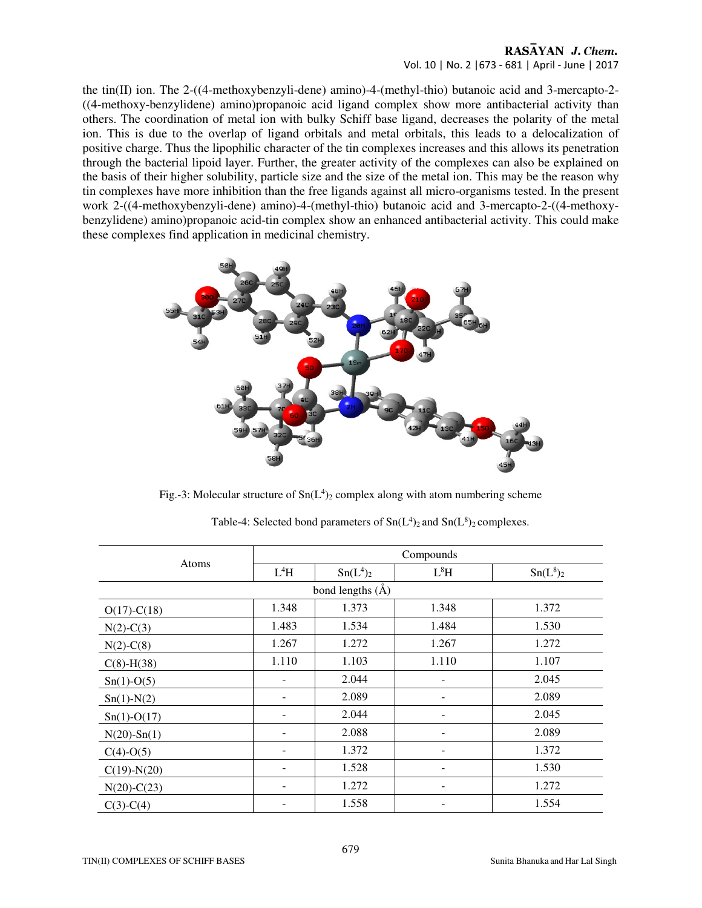the tin(II) ion. The 2-((4-methoxybenzyli-dene) amino)-4-(methyl-thio) butanoic acid and 3-mercapto-2-((4-methoxy-benzylidene) amino)propanoic acid ligand complex show more antibacterial activity than others. The coordination of metal ion with bulky Schiff base ligand, decreases the polarity of the metal ion. This is due to the overlap of ligand orbitals and metal orbitals, this leads to a delocalization of positive charge. Thus the lipophilic character of the tin complexes increases and this allows its penetration through the bacterial lipoid layer. Further, the greater activity of the complexes can also be explained on the basis of their higher solubility, particle size and the size of the metal ion. This may be the reason why tin complexes have more inhibition than the free ligands against all micro-organisms tested. In the present work 2-((4-methoxybenzyli-dene) amino)-4-(methyl-thio) butanoic acid and 3-mercapto-2-((4-methoxy-benzylidene) amino)propanoic acid-tin complex show an enhanced antibacterial activity. This could make these complexes find application in medicinal chemistry.

Fig.-3: Molecular structure of $Sn(L^4)_2$ complex along with atom numbering scheme

Table-4: Selected bond parameters of $Sn(L^4)_2$ and $Sn(L^8)_2$ complexes.

| Atoms | Compounds | | | |
|---|---|---|---|---|
| | $L^4H$ | $Sn(L^4)_2$ | $L^8H$ | $Sn(L^8)_2$ |
| bond lengths (Å) | | | | |
| O(17)-C(18) | 1.348 | 1.373 | 1.348 | 1.372 |
| N(2)-C(3) | 1.483 | 1.534 | 1.484 | 1.530 |
| N(2)-C(8) | 1.267 | 1.272 | 1.267 | 1.272 |
| C(8)-H(38) | 1.110 | 1.103 | 1.110 | 1.107 |
| Sn(1)-O(5) | - | 2.044 | - | 2.045 |
| Sn(1)-N(2) | - | 2.089 | - | 2.089 |
| Sn(1)-O(17) | - | 2.044 | - | 2.045 |
| N(20)-Sn(1) | - | 2.088 | - | 2.089 |
| C(4)-O(5) | - | 1.372 | - | 1.372 |
| C(19)-N(20) | - | 1.528 | - | 1.530 |
| N(20)-C(23) | - | 1.272 | - | 1.272 |
| C(3)-C(4) | - | 1.558 | - | 1.554 |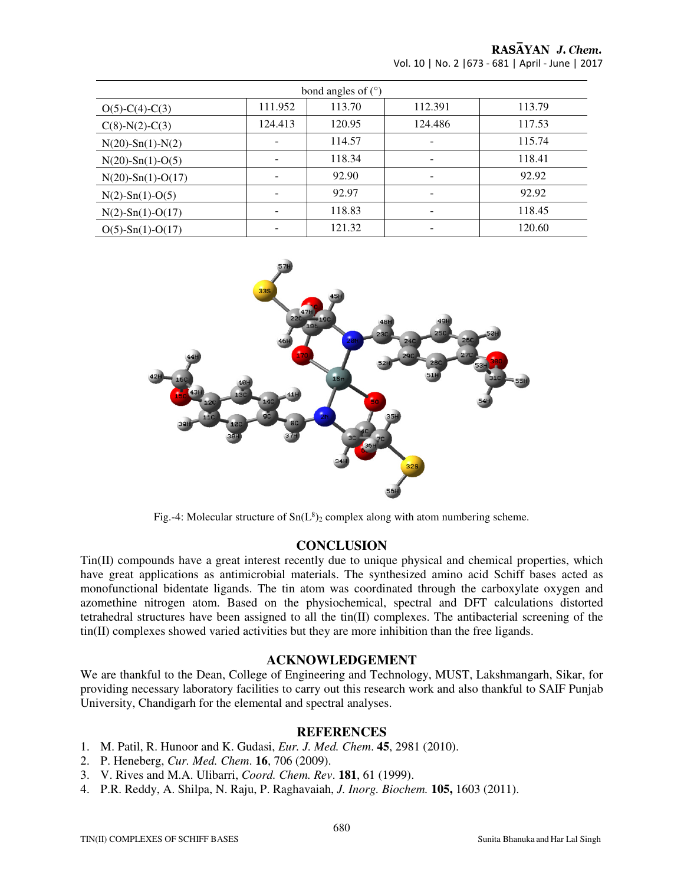| bond angles of (°) | | | | |
|---|---|---|---|---|
| O(5)-C(4)-C(3) | 111.952 | 113.70 | 112.391 | 113.79 |
| C(8)-N(2)-C(3) | 124.413 | 120.95 | 124.486 | 117.53 |
| N(20)-Sn(1)-N(2) | - | 114.57 | - | 115.74 |
| N(20)-Sn(1)-O(5) | - | 118.34 | - | 118.41 |
| N(20)-Sn(1)-O(17) | - | 92.90 | - | 92.92 |
| N(2)-Sn(1)-O(5) | - | 92.97 | - | 92.92 |
| N(2)-Sn(1)-O(17) | - | 118.83 | - | 118.45 |
| O(5)-Sn(1)-O(17) | - | 121.32 | - | 120.60 |

Fig.-4: Molecular structure of $Sn(L^8)_2$ complex along with atom numbering scheme.

## CONCLUSION

Tin(II) compounds have a great interest recently due to unique physical and chemical properties, which have great applications as antimicrobial materials. The synthesized amino acid Schiff bases acted as monofunctional bidentate ligands. The tin atom was coordinated through the carboxylate oxygen and azomethine nitrogen atom. Based on the physiochemical, spectral and DFT calculations distorted tetrahedral structures have been assigned to all the tin(II) complexes. The antibacterial screening of the tin(II) complexes showed varied activities but they are more inhibition than the free ligands.

## ACKNOWLEDGEMENT

We are thankful to the Dean, College of Engineering and Technology, MUST, Lakshmangarh, Sikar, for providing necessary laboratory facilities to carry out this research work and also thankful to SAIF Punjab University, Chandigarh for the elemental and spectral analyses.

## REFERENCES

1. M. Patil, R. Hunoor and K. Gudasi, *Eur. J. Med. Chem.* **45**, 2981 (2010).
2. P. Heneberg, *Cur. Med. Chem.* **16**, 706 (2009).
3. V. Rives and M.A. Ulibarri, *Coord. Chem. Rev*. **181**, 61 (1999).
4. P.R. Reddy, A. Shilpa, N. Raju, P. Raghavaiah, *J. Inorg. Biochem.* **105,** 1603 (2011).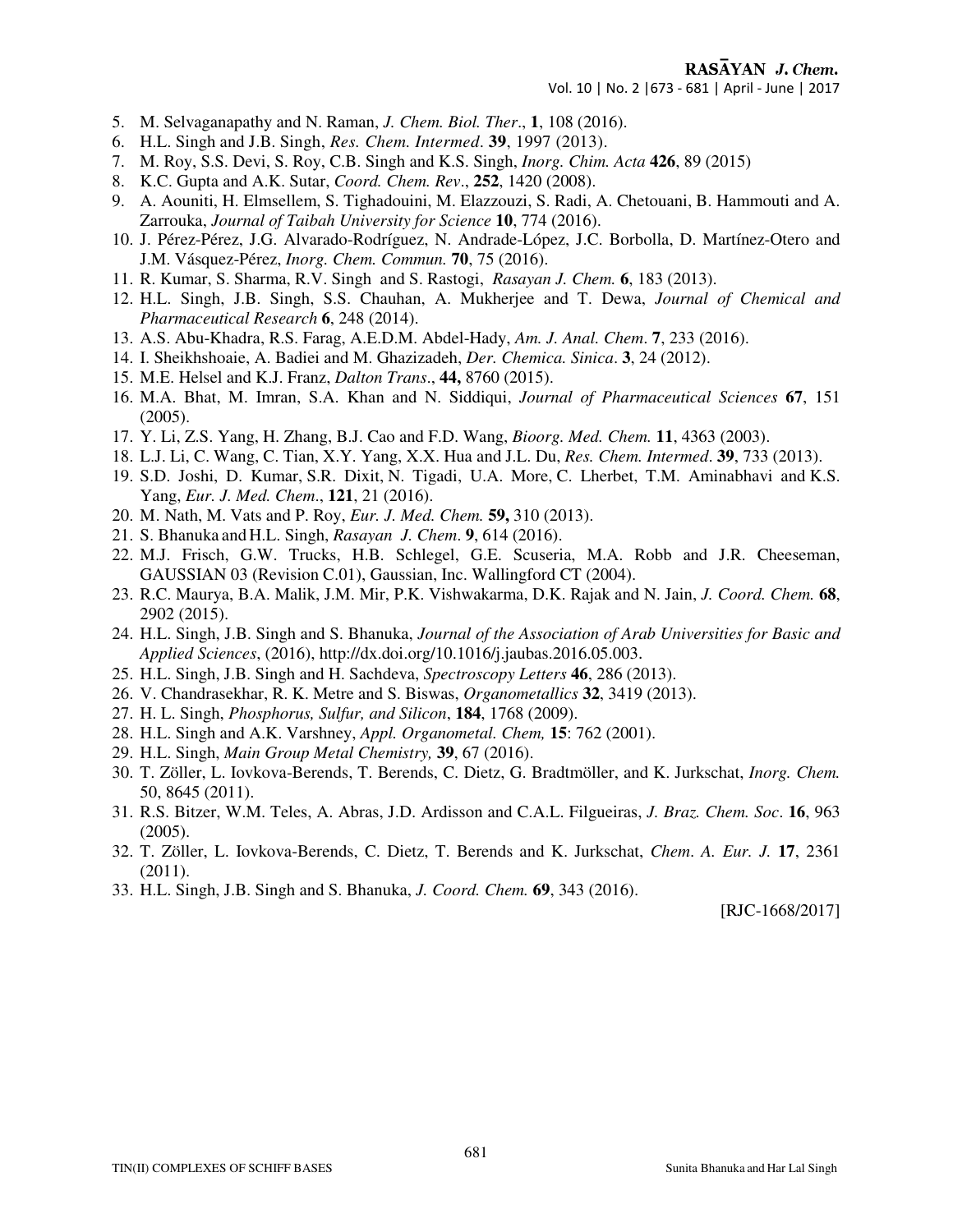5. M. Selvaganapathy and N. Raman, *J. Chem. Biol. Ther*., **1**, 108 (2016).
6. H.L. Singh and J.B. Singh, *Res. Chem. Intermed*. **39**, 1997 (2013).
7. M. Roy, S.S. Devi, S. Roy, C.B. Singh and K.S. Singh, *Inorg. Chim. Acta* **426**, 89 (2015)
8. K.C. Gupta and A.K. Sutar, *Coord. Chem. Rev*., **252**, 1420 (2008).
9. A. Aouniti, H. Elmsellem, S. Tighadouini, M. Elazzouzi, S. Radi, A. Chetouani, B. Hammouti and A. Zarrouka, *Journal of Taibah University for Science* **10**, 774 (2016).
10. J. Pérez-Pérez, J.G. Alvarado-Rodríguez, N. Andrade-López, J.C. Borbolla, D. Martínez-Otero and J.M. Vásquez-Pérez, *Inorg. Chem. Commun.* **70**, 75 (2016).
11. R. Kumar, S. Sharma, R.V. Singh and S. Rastogi, *Rasayan J. Chem.* **6**, 183 (2013).
12. H.L. Singh, J.B. Singh, S.S. Chauhan, A. Mukherjee and T. Dewa, *Journal of Chemical and Pharmaceutical Research* **6**, 248 (2014).
13. A.S. Abu-Khadra, R.S. Farag, A.E.D.M. Abdel-Hady, *Am. J. Anal. Chem*. **7**, 233 (2016).
14. I. Sheikhshoaie, A. Badiei and M. Ghazizadeh, *Der. Chemica. Sinica*. **3**, 24 (2012).
15. M.E. Helsel and K.J. Franz, *Dalton Trans*., **44,** 8760 (2015).
16. M.A. Bhat, M. Imran, S.A. Khan and N. Siddiqui, *Journal of Pharmaceutical Sciences* **67**, 151 (2005).
17. Y. Li, Z.S. Yang, H. Zhang, B.J. Cao and F.D. Wang, *Bioorg. Med. Chem.* **11**, 4363 (2003).
18. L.J. Li, C. Wang, C. Tian, X.Y. Yang, X.X. Hua and J.L. Du, *Res. Chem. Intermed*. **39**, 733 (2013).
19. S.D. Joshi, D. Kumar, S.R. Dixit, N. Tigadi, U.A. More, C. Lherbet, T.M. Aminabhavi and K.S. Yang, *Eur. J. Med. Chem*., **121**, 21 (2016).
20. M. Nath, M. Vats and P. Roy, *Eur. J. Med. Chem.* **59,** 310 (2013).
21. S. Bhanuka and H.L. Singh, *Rasayan J. Chem*. **9**, 614 (2016).
22. M.J. Frisch, G.W. Trucks, H.B. Schlegel, G.E. Scuseria, M.A. Robb and J.R. Cheeseman, GAUSSIAN 03 (Revision C.01), Gaussian, Inc. Wallingford CT (2004).
23. R.C. Maurya, B.A. Malik, J.M. Mir, P.K. Vishwakarma, D.K. Rajak and N. Jain, *J. Coord. Chem.* **68**, 2902 (2015).
24. H.L. Singh, J.B. Singh and S. Bhanuka, *Journal of the Association of Arab Universities for Basic and Applied Sciences*, (2016), http://dx.doi.org/10.1016/j.jaubas.2016.05.003.
25. H.L. Singh, J.B. Singh and H. Sachdeva, *Spectroscopy Letters* **46**, 286 (2013).
26. V. Chandrasekhar, R. K. Metre and S. Biswas, *Organometallics* **32**, 3419 (2013).
27. H. L. Singh, *Phosphorus, Sulfur, and Silicon*, **184**, 1768 (2009).
28. H.L. Singh and A.K. Varshney, *Appl. Organometal. Chem,* **15**: 762 (2001).
29. H.L. Singh, *Main Group Metal Chemistry,* **39**, 67 (2016).
30. T. Zöller, L. Iovkova-Berends, T. Berends, C. Dietz, G. Bradtmöller, and K. Jurkschat, *Inorg. Chem.* 50, 8645 (2011).
31. R.S. Bitzer, W.M. Teles, A. Abras, J.D. Ardisson and C.A.L. Filgueiras, *J. Braz. Chem. Soc*. **16**, 963 (2005).
32. T. Zöller, L. Iovkova-Berends, C. Dietz, T. Berends and K. Jurkschat, *Chem*. *A. Eur. J.* **17**, 2361 (2011).
33. H.L. Singh, J.B. Singh and S. Bhanuka, *J. Coord. Chem.* **69**, 343 (2016).

[RJC-1668/2017]